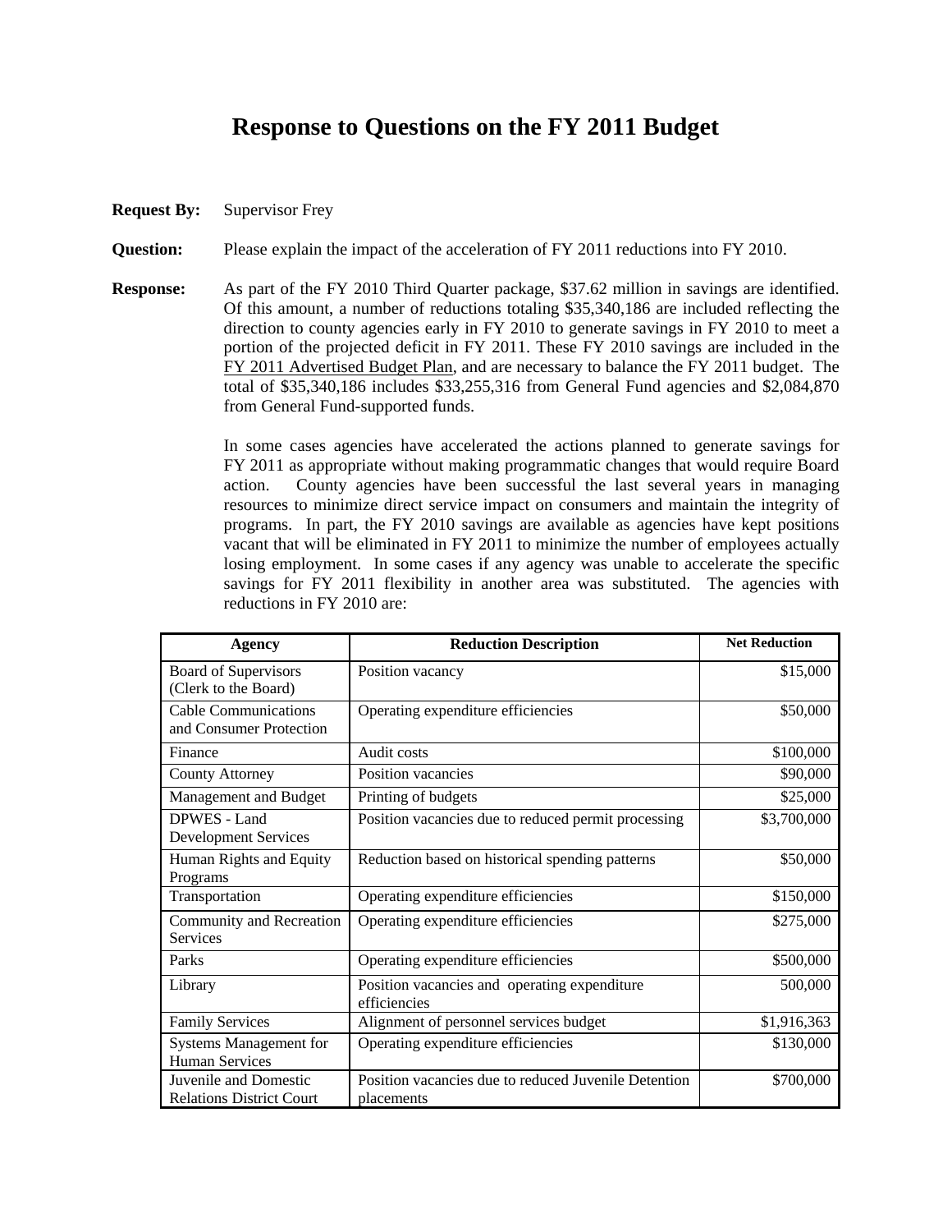# Response to Questions on the FY 2011 Budget

**Request By:** Supervisor Frey

**Question:** Please explain the impact of the acceleration of FY 2011 reductions into FY 2010.

**Response:** As part of the FY 2010 Third Quarter package, $37.62 million in savings are identified. Of this amount, a number of reductions totaling $35,340,186 are included reflecting the direction to county agencies early in FY 2010 to generate savings in FY 2010 to meet a portion of the projected deficit in FY 2011. These FY 2010 savings are included in the FY 2011 Advertised Budget Plan, and are necessary to balance the FY 2011 budget. The total of $35,340,186 includes $33,255,316 from General Fund agencies and $2,084,870 from General Fund-supported funds.

In some cases agencies have accelerated the actions planned to generate savings for FY 2011 as appropriate without making programmatic changes that would require Board action. County agencies have been successful the last several years in managing resources to minimize direct service impact on consumers and maintain the integrity of programs. In part, the FY 2010 savings are available as agencies have kept positions vacant that will be eliminated in FY 2011 to minimize the number of employees actually losing employment. In some cases if any agency was unable to accelerate the specific savings for FY 2011 flexibility in another area was substituted. The agencies with reductions in FY 2010 are:

| Agency | Reduction Description | Net Reduction |
|---|---|---|
| Board of Supervisors (Clerk to the Board) | Position vacancy | $15,000 |
| Cable Communications and Consumer Protection | Operating expenditure efficiencies | $50,000 |
| Finance | Audit costs | $100,000 |
| County Attorney | Position vacancies | $90,000 |
| Management and Budget | Printing of budgets | $25,000 |
| DPWES - Land Development Services | Position vacancies due to reduced permit processing | $3,700,000 |
| Human Rights and Equity Programs | Reduction based on historical spending patterns | $50,000 |
| Transportation | Operating expenditure efficiencies | $150,000 |
| Community and Recreation Services | Operating expenditure efficiencies | $275,000 |
| Parks | Operating expenditure efficiencies | $500,000 |
| Library | Position vacancies and operating expenditure efficiencies | 500,000 |
| Family Services | Alignment of personnel services budget | $1,916,363 |
| Systems Management for Human Services | Operating expenditure efficiencies | $130,000 |
| Juvenile and Domestic Relations District Court | Position vacancies due to reduced Juvenile Detention placements | $700,000 |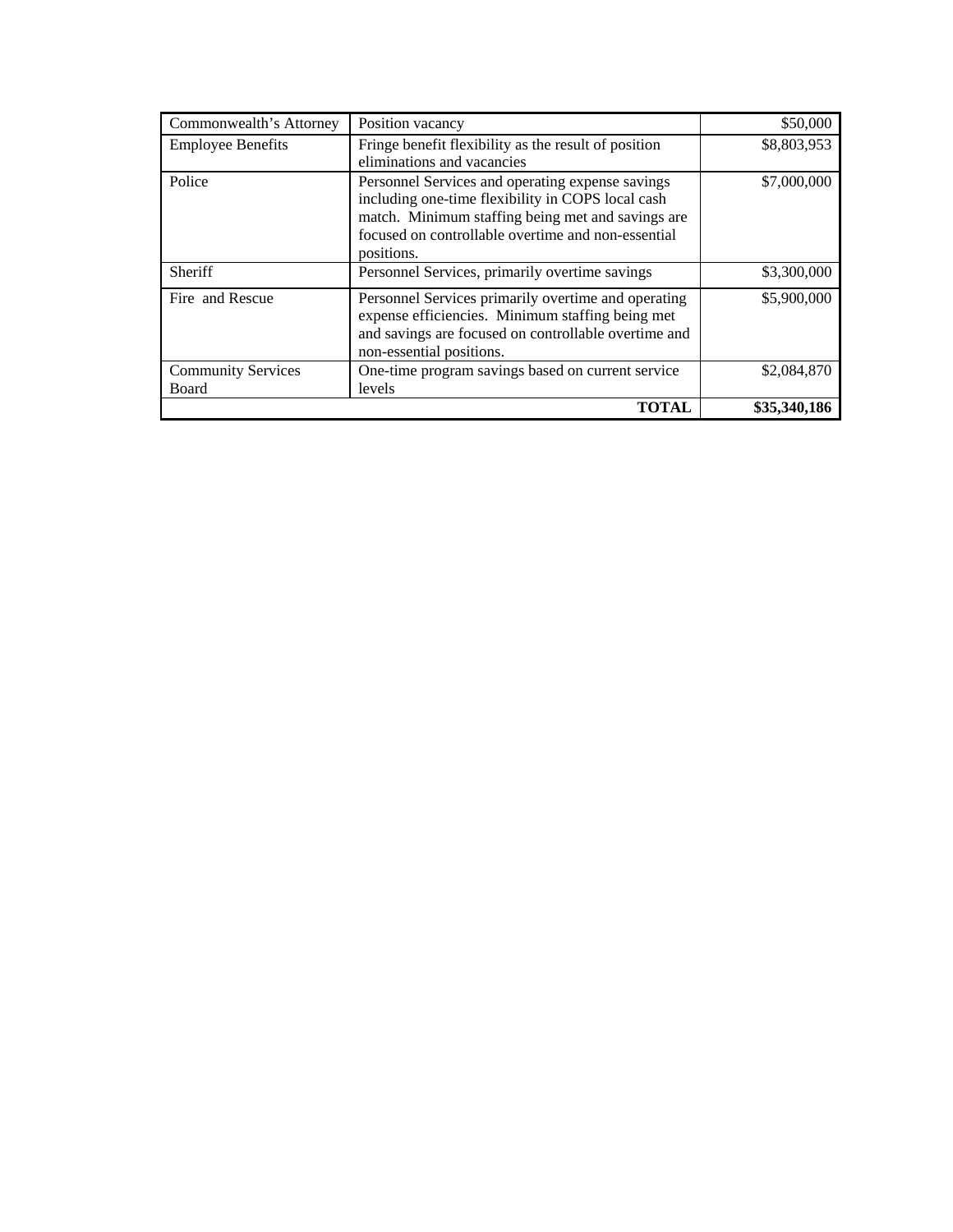| | | |
|---|---|---|
| Commonwealth's Attorney | Position vacancy | $50,000 |
| Employee Benefits | Fringe benefit flexibility as the result of position eliminations and vacancies | $8,803,953 |
| Police | Personnel Services and operating expense savings including one-time flexibility in COPS local cash match. Minimum staffing being met and savings are focused on controllable overtime and non-essential positions. | $7,000,000 |
| Sheriff | Personnel Services, primarily overtime savings | $3,300,000 |
| Fire and Rescue | Personnel Services primarily overtime and operating expense efficiencies. Minimum staffing being met and savings are focused on controllable overtime and non-essential positions. | $5,900,000 |
| Community Services Board | One-time program savings based on current service levels | $2,084,870 |
| | **TOTAL** | **$35,340,186** |